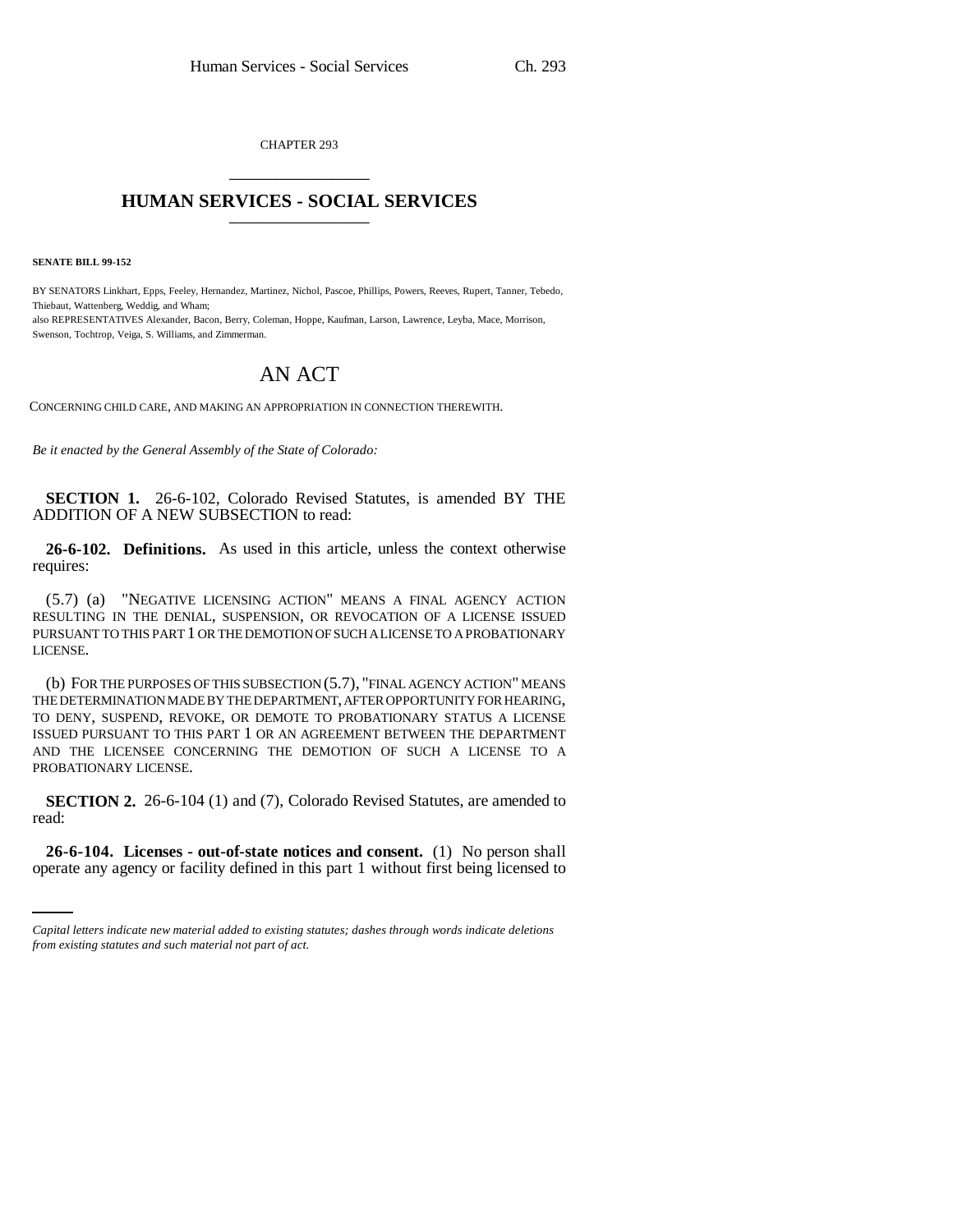CHAPTER 293

# HUMAN SERVICES - SOCIAL SERVICES

**SENATE BILL 99-152**

BY SENATORS Linkhart, Epps, Feeley, Hernandez, Martinez, Nichol, Pascoe, Phillips, Powers, Reeves, Rupert, Tanner, Tebedo, Thiebaut, Wattenberg, Weddig, and Wham;
also REPRESENTATIVES Alexander, Bacon, Berry, Coleman, Hoppe, Kaufman, Larson, Lawrence, Leyba, Mace, Morrison, Swenson, Tochtrop, Veiga, S. Williams, and Zimmerman.

## AN ACT

CONCERNING CHILD CARE, AND MAKING AN APPROPRIATION IN CONNECTION THEREWITH.

*Be it enacted by the General Assembly of the State of Colorado:*

**SECTION 1.** 26-6-102, Colorado Revised Statutes, is amended BY THE ADDITION OF A NEW SUBSECTION to read:

**26-6-102. Definitions.** As used in this article, unless the context otherwise requires:

(5.7) (a) "NEGATIVE LICENSING ACTION" MEANS A FINAL AGENCY ACTION RESULTING IN THE DENIAL, SUSPENSION, OR REVOCATION OF A LICENSE ISSUED PURSUANT TO THIS PART 1 OR THE DEMOTION OF SUCH A LICENSE TO A PROBATIONARY LICENSE.

(b) FOR THE PURPOSES OF THIS SUBSECTION (5.7), "FINAL AGENCY ACTION" MEANS THE DETERMINATION MADE BY THE DEPARTMENT, AFTER OPPORTUNITY FOR HEARING, TO DENY, SUSPEND, REVOKE, OR DEMOTE TO PROBATIONARY STATUS A LICENSE ISSUED PURSUANT TO THIS PART 1 OR AN AGREEMENT BETWEEN THE DEPARTMENT AND THE LICENSEE CONCERNING THE DEMOTION OF SUCH A LICENSE TO A PROBATIONARY LICENSE.

**SECTION 2.** 26-6-104 (1) and (7), Colorado Revised Statutes, are amended to read:

**26-6-104. Licenses - out-of-state notices and consent.** (1) No person shall operate any agency or facility defined in this part 1 without first being licensed to

*Capital letters indicate new material added to existing statutes; dashes through words indicate deletions from existing statutes and such material not part of act.*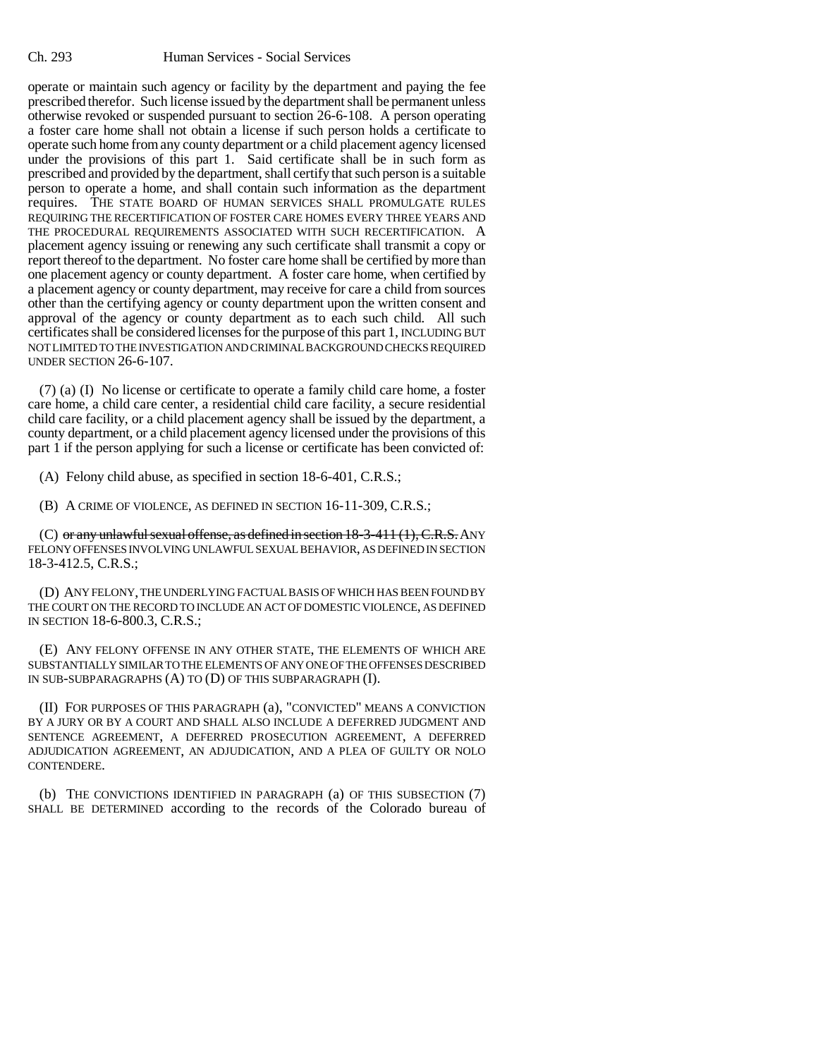operate or maintain such agency or facility by the department and paying the fee prescribed therefor. Such license issued by the department shall be permanent unless otherwise revoked or suspended pursuant to section 26-6-108. A person operating a foster care home shall not obtain a license if such person holds a certificate to operate such home from any county department or a child placement agency licensed under the provisions of this part 1. Said certificate shall be in such form as prescribed and provided by the department, shall certify that such person is a suitable person to operate a home, and shall contain such information as the department requires. THE STATE BOARD OF HUMAN SERVICES SHALL PROMULGATE RULES REQUIRING THE RECERTIFICATION OF FOSTER CARE HOMES EVERY THREE YEARS AND THE PROCEDURAL REQUIREMENTS ASSOCIATED WITH SUCH RECERTIFICATION. A placement agency issuing or renewing any such certificate shall transmit a copy or report thereof to the department. No foster care home shall be certified by more than one placement agency or county department. A foster care home, when certified by a placement agency or county department, may receive for care a child from sources other than the certifying agency or county department upon the written consent and approval of the agency or county department as to each such child. All such certificates shall be considered licenses for the purpose of this part 1, INCLUDING BUT NOT LIMITED TO THE INVESTIGATION AND CRIMINAL BACKGROUND CHECKS REQUIRED UNDER SECTION 26-6-107.

(7) (a) (I) No license or certificate to operate a family child care home, a foster care home, a child care center, a residential child care facility, a secure residential child care facility, or a child placement agency shall be issued by the department, a county department, or a child placement agency licensed under the provisions of this part 1 if the person applying for such a license or certificate has been convicted of:

(A) Felony child abuse, as specified in section 18-6-401, C.R.S.;

(B) A CRIME OF VIOLENCE, AS DEFINED IN SECTION 16-11-309, C.R.S.;

(C) ~~or any unlawful sexual offense, as defined in section 18-3-411 (1), C.R.S.~~ ANY FELONY OFFENSES INVOLVING UNLAWFUL SEXUAL BEHAVIOR, AS DEFINED IN SECTION 18-3-412.5, C.R.S.;

(D) ANY FELONY, THE UNDERLYING FACTUAL BASIS OF WHICH HAS BEEN FOUND BY THE COURT ON THE RECORD TO INCLUDE AN ACT OF DOMESTIC VIOLENCE, AS DEFINED IN SECTION 18-6-800.3, C.R.S.;

(E) ANY FELONY OFFENSE IN ANY OTHER STATE, THE ELEMENTS OF WHICH ARE SUBSTANTIALLY SIMILAR TO THE ELEMENTS OF ANY ONE OF THE OFFENSES DESCRIBED IN SUB-SUBPARAGRAPHS (A) TO (D) OF THIS SUBPARAGRAPH (I).

(II) FOR PURPOSES OF THIS PARAGRAPH (a), "CONVICTED" MEANS A CONVICTION BY A JURY OR BY A COURT AND SHALL ALSO INCLUDE A DEFERRED JUDGMENT AND SENTENCE AGREEMENT, A DEFERRED PROSECUTION AGREEMENT, A DEFERRED ADJUDICATION AGREEMENT, AN ADJUDICATION, AND A PLEA OF GUILTY OR NOLO CONTENDERE.

(b) THE CONVICTIONS IDENTIFIED IN PARAGRAPH (a) OF THIS SUBSECTION (7) SHALL BE DETERMINED according to the records of the Colorado bureau of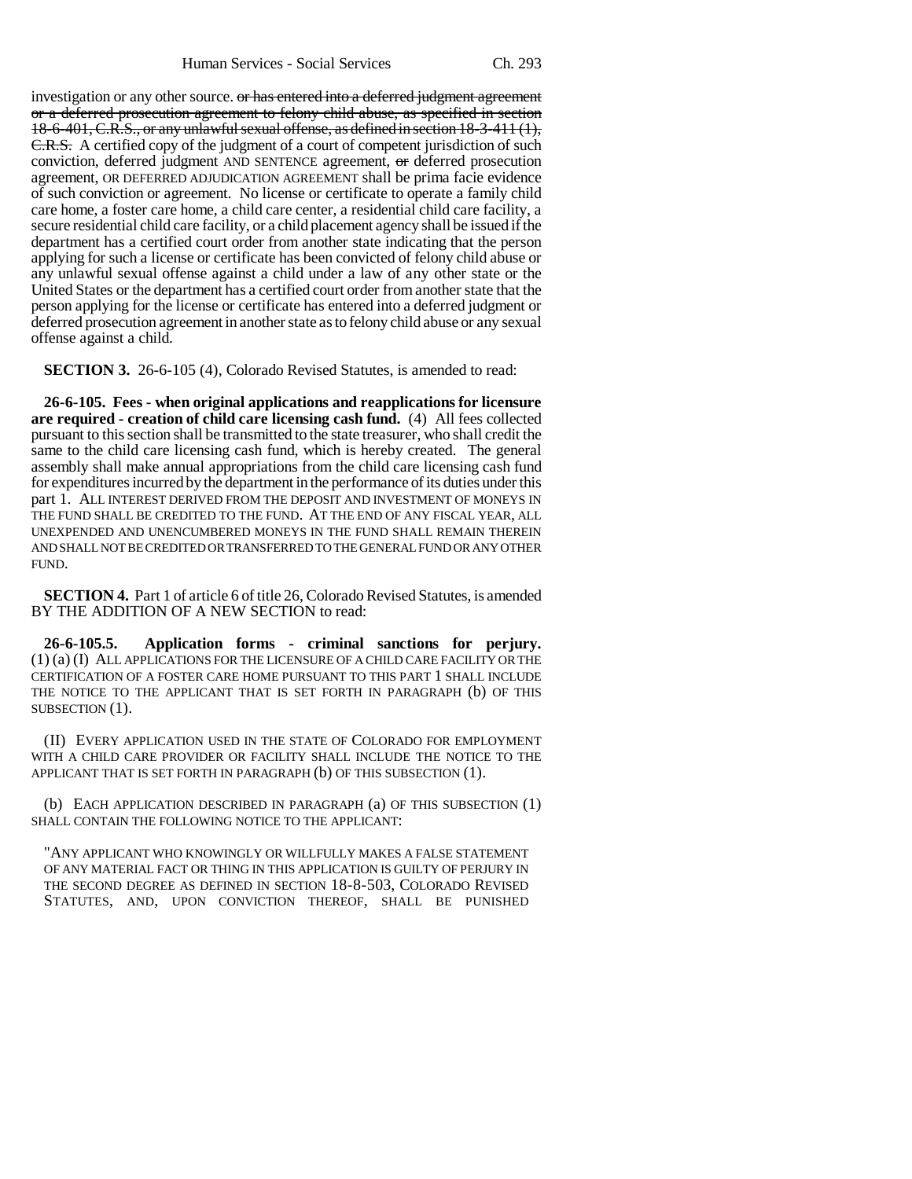investigation or any other source. ~~or has entered into a deferred judgment agreement or a deferred prosecution agreement to felony child abuse, as specified in section 18-6-401, C.R.S., or any unlawful sexual offense, as defined in section 18-3-411 (1), C.R.S.~~ A certified copy of the judgment of a court of competent jurisdiction of such conviction, deferred judgment AND SENTENCE agreement, ~~or~~ deferred prosecution agreement, OR DEFERRED ADJUDICATION AGREEMENT shall be prima facie evidence of such conviction or agreement. No license or certificate to operate a family child care home, a foster care home, a child care center, a residential child care facility, a secure residential child care facility, or a child placement agency shall be issued if the department has a certified court order from another state indicating that the person applying for such a license or certificate has been convicted of felony child abuse or any unlawful sexual offense against a child under a law of any other state or the United States or the department has a certified court order from another state that the person applying for the license or certificate has entered into a deferred judgment or deferred prosecution agreement in another state as to felony child abuse or any sexual offense against a child.

**SECTION 3.** 26-6-105 (4), Colorado Revised Statutes, is amended to read:

**26-6-105. Fees - when original applications and reapplications for licensure are required - creation of child care licensing cash fund.** (4) All fees collected pursuant to this section shall be transmitted to the state treasurer, who shall credit the same to the child care licensing cash fund, which is hereby created. The general assembly shall make annual appropriations from the child care licensing cash fund for expenditures incurred by the department in the performance of its duties under this part 1. ALL INTEREST DERIVED FROM THE DEPOSIT AND INVESTMENT OF MONEYS IN THE FUND SHALL BE CREDITED TO THE FUND. AT THE END OF ANY FISCAL YEAR, ALL UNEXPENDED AND UNENCUMBERED MONEYS IN THE FUND SHALL REMAIN THEREIN AND SHALL NOT BE CREDITED OR TRANSFERRED TO THE GENERAL FUND OR ANY OTHER FUND.

**SECTION 4.** Part 1 of article 6 of title 26, Colorado Revised Statutes, is amended BY THE ADDITION OF A NEW SECTION to read:

**26-6-105.5. Application forms - criminal sanctions for perjury.** (1) (a) (I) ALL APPLICATIONS FOR THE LICENSURE OF A CHILD CARE FACILITY OR THE CERTIFICATION OF A FOSTER CARE HOME PURSUANT TO THIS PART 1 SHALL INCLUDE THE NOTICE TO THE APPLICANT THAT IS SET FORTH IN PARAGRAPH (b) OF THIS SUBSECTION (1).

(II) EVERY APPLICATION USED IN THE STATE OF COLORADO FOR EMPLOYMENT WITH A CHILD CARE PROVIDER OR FACILITY SHALL INCLUDE THE NOTICE TO THE APPLICANT THAT IS SET FORTH IN PARAGRAPH (b) OF THIS SUBSECTION (1).

(b) EACH APPLICATION DESCRIBED IN PARAGRAPH (a) OF THIS SUBSECTION (1) SHALL CONTAIN THE FOLLOWING NOTICE TO THE APPLICANT:

"ANY APPLICANT WHO KNOWINGLY OR WILLFULLY MAKES A FALSE STATEMENT OF ANY MATERIAL FACT OR THING IN THIS APPLICATION IS GUILTY OF PERJURY IN THE SECOND DEGREE AS DEFINED IN SECTION 18-8-503, COLORADO REVISED STATUTES, AND, UPON CONVICTION THEREOF, SHALL BE PUNISHED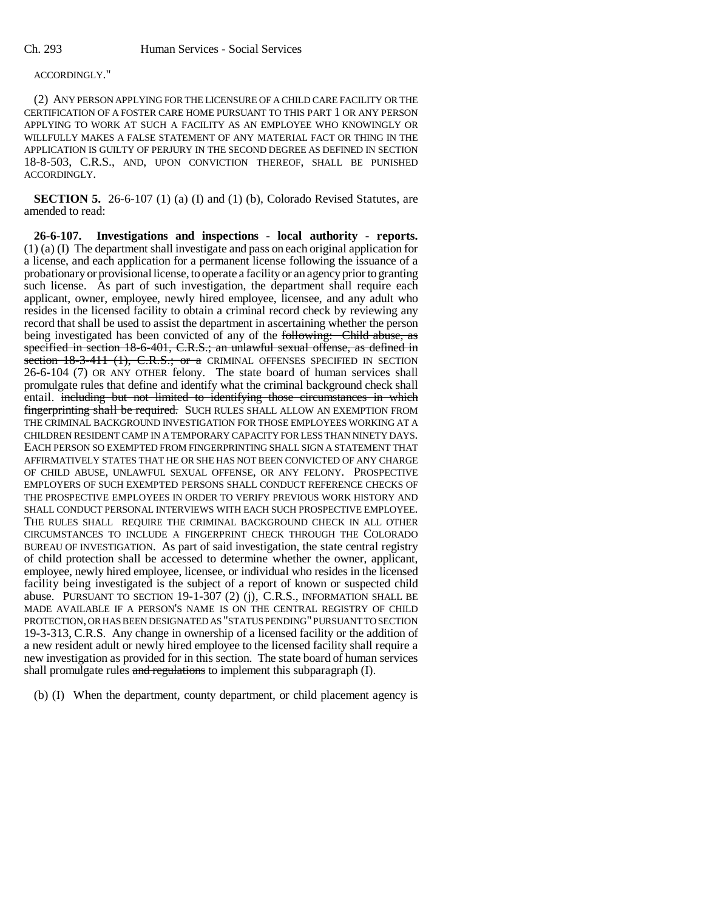ACCORDINGLY."

(2) ANY PERSON APPLYING FOR THE LICENSURE OF A CHILD CARE FACILITY OR THE CERTIFICATION OF A FOSTER CARE HOME PURSUANT TO THIS PART 1 OR ANY PERSON APPLYING TO WORK AT SUCH A FACILITY AS AN EMPLOYEE WHO KNOWINGLY OR WILLFULLY MAKES A FALSE STATEMENT OF ANY MATERIAL FACT OR THING IN THE APPLICATION IS GUILTY OF PERJURY IN THE SECOND DEGREE AS DEFINED IN SECTION 18-8-503, C.R.S., AND, UPON CONVICTION THEREOF, SHALL BE PUNISHED ACCORDINGLY.

**SECTION 5.** 26-6-107 (1) (a) (I) and (1) (b), Colorado Revised Statutes, are amended to read:

**26-6-107. Investigations and inspections - local authority - reports.** (1) (a) (I) The department shall investigate and pass on each original application for a license, and each application for a permanent license following the issuance of a probationary or provisional license, to operate a facility or an agency prior to granting such license. As part of such investigation, the department shall require each applicant, owner, employee, newly hired employee, licensee, and any adult who resides in the licensed facility to obtain a criminal record check by reviewing any record that shall be used to assist the department in ascertaining whether the person being investigated has been convicted of any of the ~~following: Child abuse, as specified in section 18-6-401, C.R.S.; an unlawful sexual offense, as defined in section 18-3-411 (1), C.R.S.; or a~~ CRIMINAL OFFENSES SPECIFIED IN SECTION 26-6-104 (7) OR ANY OTHER felony. The state board of human services shall promulgate rules that define and identify what the criminal background check shall entail. ~~including but not limited to identifying those circumstances in which fingerprinting shall be required.~~ SUCH RULES SHALL ALLOW AN EXEMPTION FROM THE CRIMINAL BACKGROUND INVESTIGATION FOR THOSE EMPLOYEES WORKING AT A CHILDREN RESIDENT CAMP IN A TEMPORARY CAPACITY FOR LESS THAN NINETY DAYS. EACH PERSON SO EXEMPTED FROM FINGERPRINTING SHALL SIGN A STATEMENT THAT AFFIRMATIVELY STATES THAT HE OR SHE HAS NOT BEEN CONVICTED OF ANY CHARGE OF CHILD ABUSE, UNLAWFUL SEXUAL OFFENSE, OR ANY FELONY. PROSPECTIVE EMPLOYERS OF SUCH EXEMPTED PERSONS SHALL CONDUCT REFERENCE CHECKS OF THE PROSPECTIVE EMPLOYEES IN ORDER TO VERIFY PREVIOUS WORK HISTORY AND SHALL CONDUCT PERSONAL INTERVIEWS WITH EACH SUCH PROSPECTIVE EMPLOYEE. THE RULES SHALL REQUIRE THE CRIMINAL BACKGROUND CHECK IN ALL OTHER CIRCUMSTANCES TO INCLUDE A FINGERPRINT CHECK THROUGH THE COLORADO BUREAU OF INVESTIGATION. As part of said investigation, the state central registry of child protection shall be accessed to determine whether the owner, applicant, employee, newly hired employee, licensee, or individual who resides in the licensed facility being investigated is the subject of a report of known or suspected child abuse. PURSUANT TO SECTION 19-1-307 (2) (j), C.R.S., INFORMATION SHALL BE MADE AVAILABLE IF A PERSON'S NAME IS ON THE CENTRAL REGISTRY OF CHILD PROTECTION, OR HAS BEEN DESIGNATED AS "STATUS PENDING" PURSUANT TO SECTION 19-3-313, C.R.S. Any change in ownership of a licensed facility or the addition of a new resident adult or newly hired employee to the licensed facility shall require a new investigation as provided for in this section. The state board of human services shall promulgate rules ~~and regulations~~ to implement this subparagraph (I).

(b) (I) When the department, county department, or child placement agency is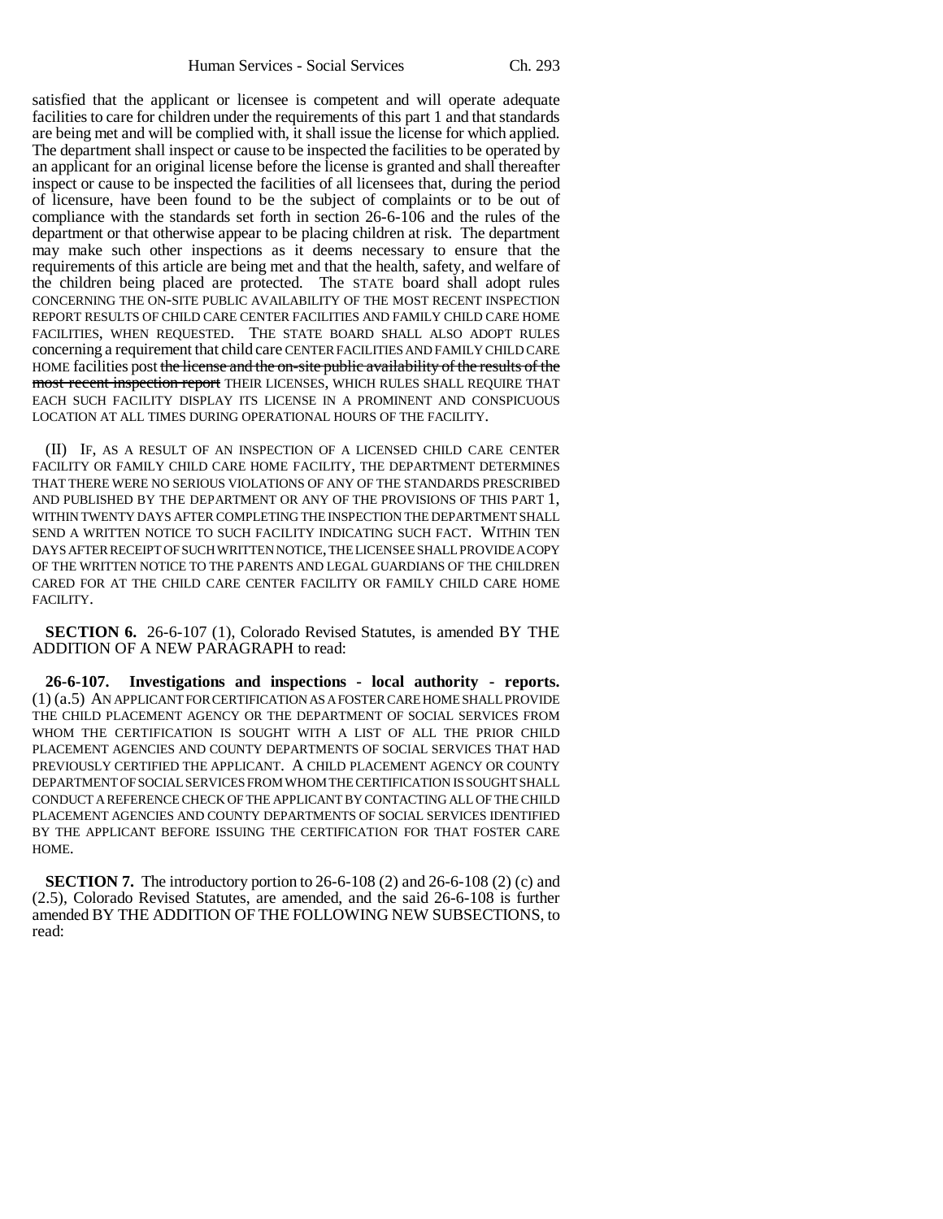satisfied that the applicant or licensee is competent and will operate adequate facilities to care for children under the requirements of this part 1 and that standards are being met and will be complied with, it shall issue the license for which applied. The department shall inspect or cause to be inspected the facilities to be operated by an applicant for an original license before the license is granted and shall thereafter inspect or cause to be inspected the facilities of all licensees that, during the period of licensure, have been found to be the subject of complaints or to be out of compliance with the standards set forth in section 26-6-106 and the rules of the department or that otherwise appear to be placing children at risk. The department may make such other inspections as it deems necessary to ensure that the requirements of this article are being met and that the health, safety, and welfare of the children being placed are protected. The STATE board shall adopt rules CONCERNING THE ON-SITE PUBLIC AVAILABILITY OF THE MOST RECENT INSPECTION REPORT RESULTS OF CHILD CARE CENTER FACILITIES AND FAMILY CHILD CARE HOME FACILITIES, WHEN REQUESTED. THE STATE BOARD SHALL ALSO ADOPT RULES concerning a requirement that child care CENTER FACILITIES AND FAMILY CHILD CARE HOME facilities post ~~the license and the on-site public availability of the results of the most recent inspection report~~ THEIR LICENSES, WHICH RULES SHALL REQUIRE THAT EACH SUCH FACILITY DISPLAY ITS LICENSE IN A PROMINENT AND CONSPICUOUS LOCATION AT ALL TIMES DURING OPERATIONAL HOURS OF THE FACILITY.

(II) IF, AS A RESULT OF AN INSPECTION OF A LICENSED CHILD CARE CENTER FACILITY OR FAMILY CHILD CARE HOME FACILITY, THE DEPARTMENT DETERMINES THAT THERE WERE NO SERIOUS VIOLATIONS OF ANY OF THE STANDARDS PRESCRIBED AND PUBLISHED BY THE DEPARTMENT OR ANY OF THE PROVISIONS OF THIS PART 1, WITHIN TWENTY DAYS AFTER COMPLETING THE INSPECTION THE DEPARTMENT SHALL SEND A WRITTEN NOTICE TO SUCH FACILITY INDICATING SUCH FACT. WITHIN TEN DAYS AFTER RECEIPT OF SUCH WRITTEN NOTICE, THE LICENSEE SHALL PROVIDE A COPY OF THE WRITTEN NOTICE TO THE PARENTS AND LEGAL GUARDIANS OF THE CHILDREN CARED FOR AT THE CHILD CARE CENTER FACILITY OR FAMILY CHILD CARE HOME FACILITY.

**SECTION 6.** 26-6-107 (1), Colorado Revised Statutes, is amended BY THE ADDITION OF A NEW PARAGRAPH to read:

**26-6-107. Investigations and inspections - local authority - reports.** (1) (a.5) AN APPLICANT FOR CERTIFICATION AS A FOSTER CARE HOME SHALL PROVIDE THE CHILD PLACEMENT AGENCY OR THE DEPARTMENT OF SOCIAL SERVICES FROM WHOM THE CERTIFICATION IS SOUGHT WITH A LIST OF ALL THE PRIOR CHILD PLACEMENT AGENCIES AND COUNTY DEPARTMENTS OF SOCIAL SERVICES THAT HAD PREVIOUSLY CERTIFIED THE APPLICANT. A CHILD PLACEMENT AGENCY OR COUNTY DEPARTMENT OF SOCIAL SERVICES FROM WHOM THE CERTIFICATION IS SOUGHT SHALL CONDUCT A REFERENCE CHECK OF THE APPLICANT BY CONTACTING ALL OF THE CHILD PLACEMENT AGENCIES AND COUNTY DEPARTMENTS OF SOCIAL SERVICES IDENTIFIED BY THE APPLICANT BEFORE ISSUING THE CERTIFICATION FOR THAT FOSTER CARE HOME.

**SECTION 7.** The introductory portion to 26-6-108 (2) and 26-6-108 (2) (c) and (2.5), Colorado Revised Statutes, are amended, and the said 26-6-108 is further amended BY THE ADDITION OF THE FOLLOWING NEW SUBSECTIONS, to read: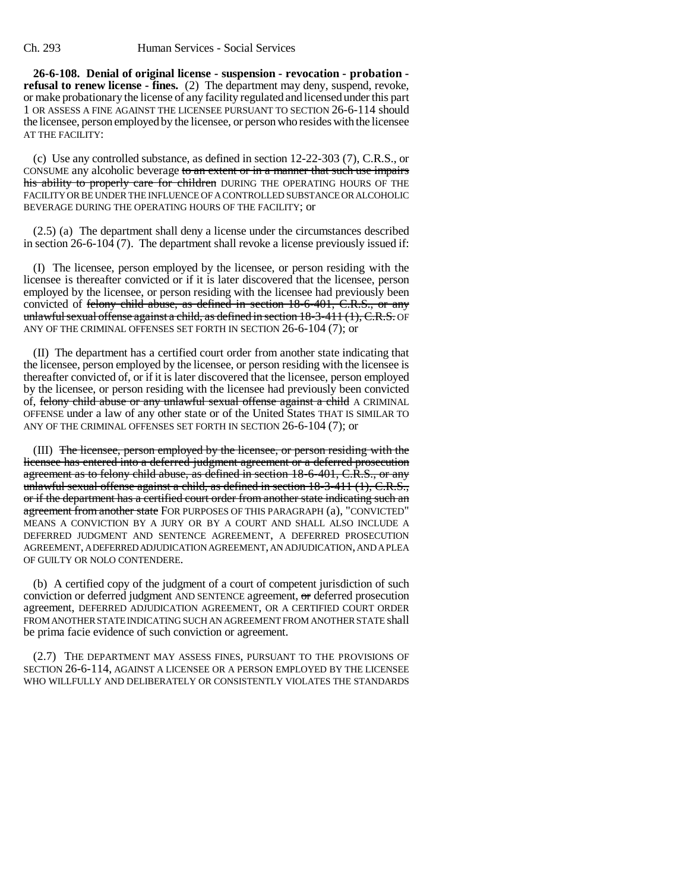**26-6-108. Denial of original license - suspension - revocation - probation - refusal to renew license - fines.** (2) The department may deny, suspend, revoke, or make probationary the license of any facility regulated and licensed under this part 1 OR ASSESS A FINE AGAINST THE LICENSEE PURSUANT TO SECTION 26-6-114 should the licensee, person employed by the licensee, or person who resides with the licensee AT THE FACILITY:

(c) Use any controlled substance, as defined in section 12-22-303 (7), C.R.S., or CONSUME any alcoholic beverage ~~to an extent or in a manner that such use impairs his ability to properly care for children~~ DURING THE OPERATING HOURS OF THE FACILITY OR BE UNDER THE INFLUENCE OF A CONTROLLED SUBSTANCE OR ALCOHOLIC BEVERAGE DURING THE OPERATING HOURS OF THE FACILITY; or

(2.5) (a) The department shall deny a license under the circumstances described in section 26-6-104 (7). The department shall revoke a license previously issued if:

(I) The licensee, person employed by the licensee, or person residing with the licensee is thereafter convicted or if it is later discovered that the licensee, person employed by the licensee, or person residing with the licensee had previously been convicted of ~~felony child abuse, as defined in section 18-6-401, C.R.S., or any unlawful sexual offense against a child, as defined in section 18-3-411 (1), C.R.S.~~ OF ANY OF THE CRIMINAL OFFENSES SET FORTH IN SECTION 26-6-104 (7); or

(II) The department has a certified court order from another state indicating that the licensee, person employed by the licensee, or person residing with the licensee is thereafter convicted of, or if it is later discovered that the licensee, person employed by the licensee, or person residing with the licensee had previously been convicted of, ~~felony child abuse or any unlawful sexual offense against a child~~ A CRIMINAL OFFENSE under a law of any other state or of the United States THAT IS SIMILAR TO ANY OF THE CRIMINAL OFFENSES SET FORTH IN SECTION 26-6-104 (7); or

(III) ~~The licensee, person employed by the licensee, or person residing with the licensee has entered into a deferred judgment agreement or a deferred prosecution agreement as to felony child abuse, as defined in section 18-6-401, C.R.S., or any unlawful sexual offense against a child, as defined in section 18-3-411 (1), C.R.S., or if the department has a certified court order from another state indicating such an agreement from another state~~ FOR PURPOSES OF THIS PARAGRAPH (a), "CONVICTED" MEANS A CONVICTION BY A JURY OR BY A COURT AND SHALL ALSO INCLUDE A DEFERRED JUDGMENT AND SENTENCE AGREEMENT, A DEFERRED PROSECUTION AGREEMENT, A DEFERRED ADJUDICATION AGREEMENT, AN ADJUDICATION, AND A PLEA OF GUILTY OR NOLO CONTENDERE.

(b) A certified copy of the judgment of a court of competent jurisdiction of such conviction or deferred judgment AND SENTENCE agreement, ~~or~~ deferred prosecution agreement, DEFERRED ADJUDICATION AGREEMENT, OR A CERTIFIED COURT ORDER FROM ANOTHER STATE INDICATING SUCH AN AGREEMENT FROM ANOTHER STATE shall be prima facie evidence of such conviction or agreement.

(2.7) THE DEPARTMENT MAY ASSESS FINES, PURSUANT TO THE PROVISIONS OF SECTION 26-6-114, AGAINST A LICENSEE OR A PERSON EMPLOYED BY THE LICENSEE WHO WILLFULLY AND DELIBERATELY OR CONSISTENTLY VIOLATES THE STANDARDS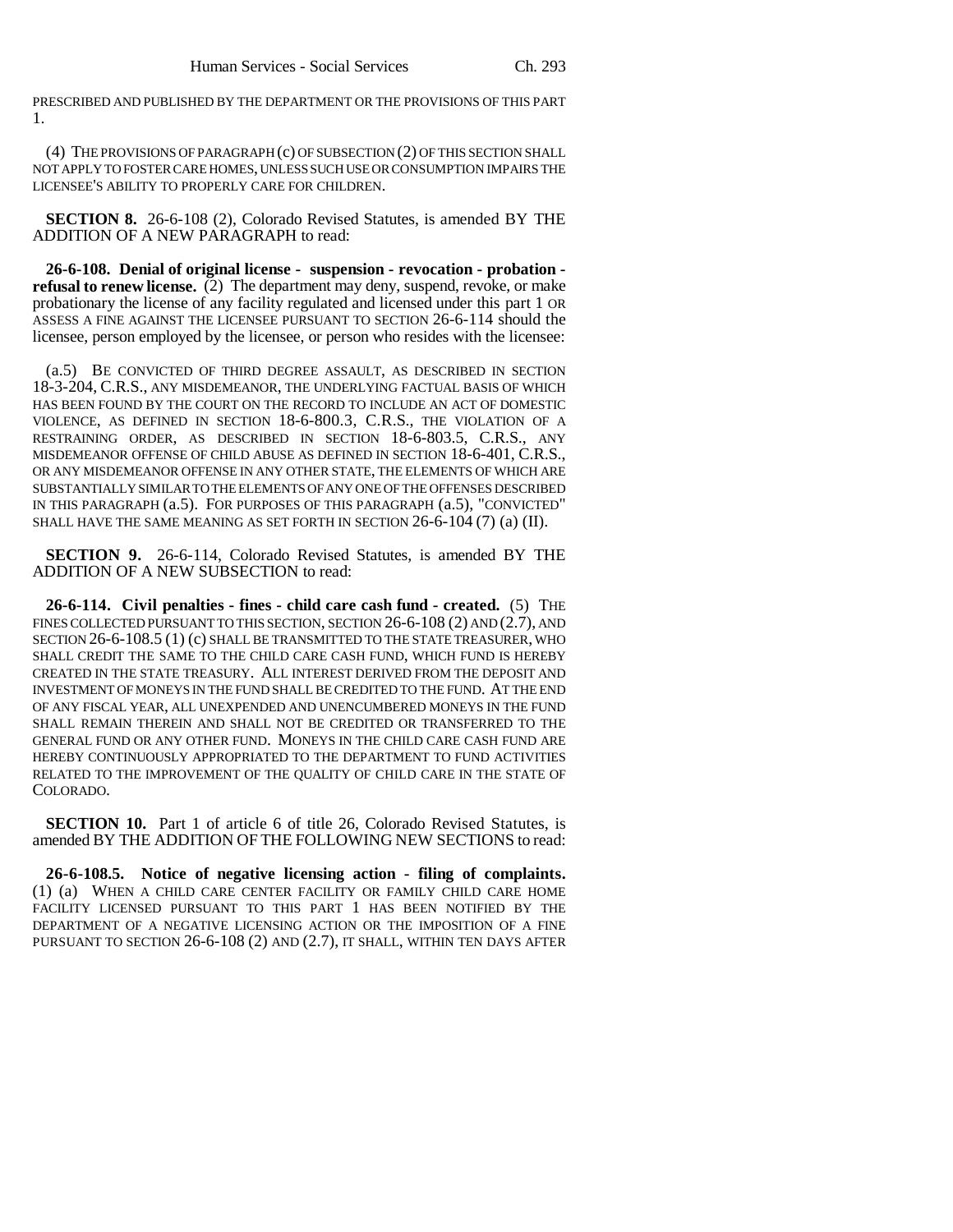PRESCRIBED AND PUBLISHED BY THE DEPARTMENT OR THE PROVISIONS OF THIS PART 1.

(4) THE PROVISIONS OF PARAGRAPH (c) OF SUBSECTION (2) OF THIS SECTION SHALL NOT APPLY TO FOSTER CARE HOMES, UNLESS SUCH USE OR CONSUMPTION IMPAIRS THE LICENSEE'S ABILITY TO PROPERLY CARE FOR CHILDREN.

**SECTION 8.** 26-6-108 (2), Colorado Revised Statutes, is amended BY THE ADDITION OF A NEW PARAGRAPH to read:

**26-6-108. Denial of original license - suspension - revocation - probation - refusal to renew license.** (2) The department may deny, suspend, revoke, or make probationary the license of any facility regulated and licensed under this part 1 OR ASSESS A FINE AGAINST THE LICENSEE PURSUANT TO SECTION 26-6-114 should the licensee, person employed by the licensee, or person who resides with the licensee:

(a.5) BE CONVICTED OF THIRD DEGREE ASSAULT, AS DESCRIBED IN SECTION 18-3-204, C.R.S., ANY MISDEMEANOR, THE UNDERLYING FACTUAL BASIS OF WHICH HAS BEEN FOUND BY THE COURT ON THE RECORD TO INCLUDE AN ACT OF DOMESTIC VIOLENCE, AS DEFINED IN SECTION 18-6-800.3, C.R.S., THE VIOLATION OF A RESTRAINING ORDER, AS DESCRIBED IN SECTION 18-6-803.5, C.R.S., ANY MISDEMEANOR OFFENSE OF CHILD ABUSE AS DEFINED IN SECTION 18-6-401, C.R.S., OR ANY MISDEMEANOR OFFENSE IN ANY OTHER STATE, THE ELEMENTS OF WHICH ARE SUBSTANTIALLY SIMILAR TO THE ELEMENTS OF ANY ONE OF THE OFFENSES DESCRIBED IN THIS PARAGRAPH (a.5). FOR PURPOSES OF THIS PARAGRAPH (a.5), "CONVICTED" SHALL HAVE THE SAME MEANING AS SET FORTH IN SECTION 26-6-104 (7) (a) (II).

**SECTION 9.** 26-6-114, Colorado Revised Statutes, is amended BY THE ADDITION OF A NEW SUBSECTION to read:

**26-6-114. Civil penalties - fines - child care cash fund - created.** (5) THE FINES COLLECTED PURSUANT TO THIS SECTION, SECTION 26-6-108 (2) AND (2.7), AND SECTION 26-6-108.5 (1) (c) SHALL BE TRANSMITTED TO THE STATE TREASURER, WHO SHALL CREDIT THE SAME TO THE CHILD CARE CASH FUND, WHICH FUND IS HEREBY CREATED IN THE STATE TREASURY. ALL INTEREST DERIVED FROM THE DEPOSIT AND INVESTMENT OF MONEYS IN THE FUND SHALL BE CREDITED TO THE FUND. AT THE END OF ANY FISCAL YEAR, ALL UNEXPENDED AND UNENCUMBERED MONEYS IN THE FUND SHALL REMAIN THEREIN AND SHALL NOT BE CREDITED OR TRANSFERRED TO THE GENERAL FUND OR ANY OTHER FUND. MONEYS IN THE CHILD CARE CASH FUND ARE HEREBY CONTINUOUSLY APPROPRIATED TO THE DEPARTMENT TO FUND ACTIVITIES RELATED TO THE IMPROVEMENT OF THE QUALITY OF CHILD CARE IN THE STATE OF COLORADO.

**SECTION 10.** Part 1 of article 6 of title 26, Colorado Revised Statutes, is amended BY THE ADDITION OF THE FOLLOWING NEW SECTIONS to read:

**26-6-108.5. Notice of negative licensing action - filing of complaints.** (1) (a) WHEN A CHILD CARE CENTER FACILITY OR FAMILY CHILD CARE HOME FACILITY LICENSED PURSUANT TO THIS PART 1 HAS BEEN NOTIFIED BY THE DEPARTMENT OF A NEGATIVE LICENSING ACTION OR THE IMPOSITION OF A FINE PURSUANT TO SECTION 26-6-108 (2) AND (2.7), IT SHALL, WITHIN TEN DAYS AFTER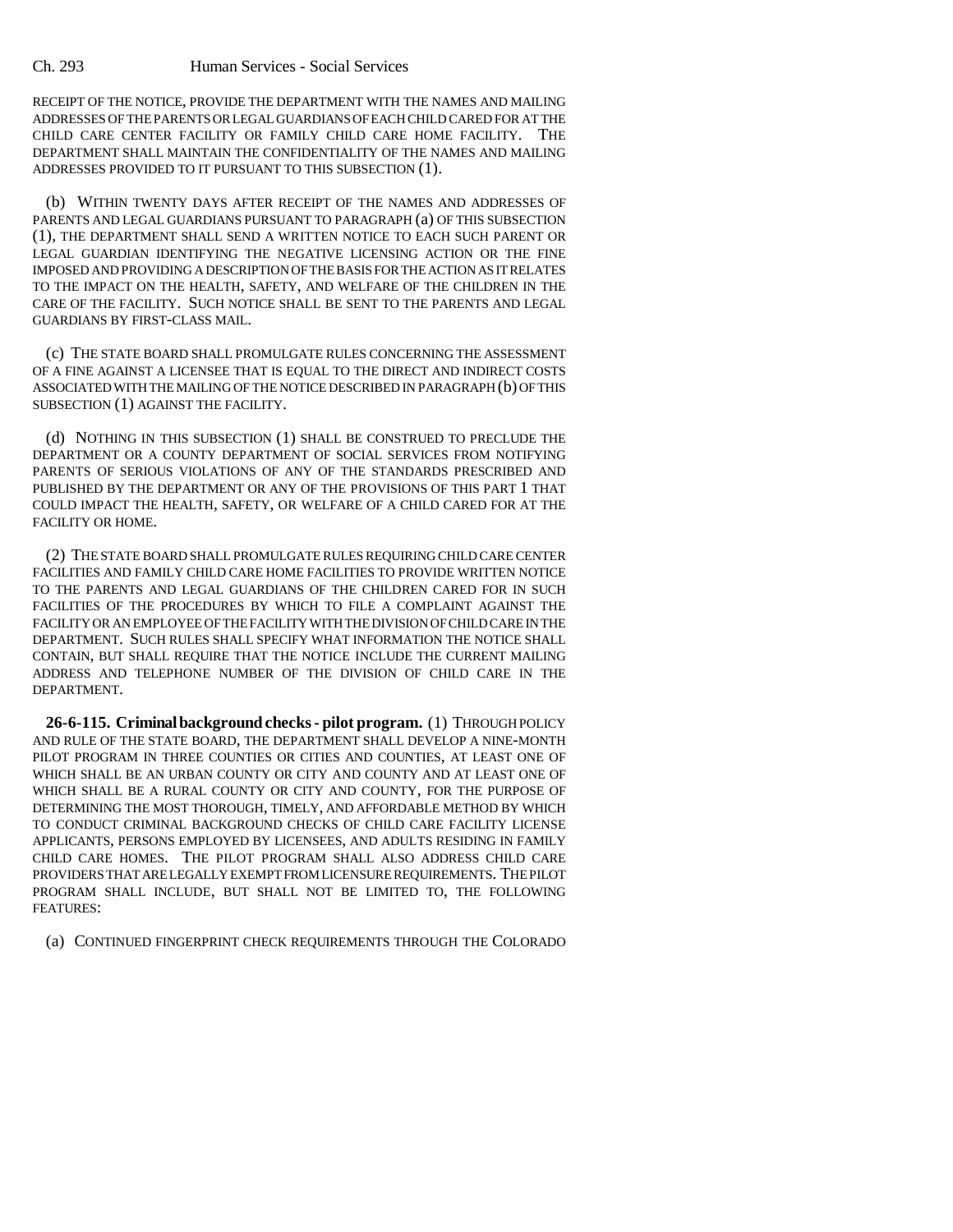RECEIPT OF THE NOTICE, PROVIDE THE DEPARTMENT WITH THE NAMES AND MAILING ADDRESSES OF THE PARENTS OR LEGAL GUARDIANS OF EACH CHILD CARED FOR AT THE CHILD CARE CENTER FACILITY OR FAMILY CHILD CARE HOME FACILITY. THE DEPARTMENT SHALL MAINTAIN THE CONFIDENTIALITY OF THE NAMES AND MAILING ADDRESSES PROVIDED TO IT PURSUANT TO THIS SUBSECTION (1).

(b) WITHIN TWENTY DAYS AFTER RECEIPT OF THE NAMES AND ADDRESSES OF PARENTS AND LEGAL GUARDIANS PURSUANT TO PARAGRAPH (a) OF THIS SUBSECTION (1), THE DEPARTMENT SHALL SEND A WRITTEN NOTICE TO EACH SUCH PARENT OR LEGAL GUARDIAN IDENTIFYING THE NEGATIVE LICENSING ACTION OR THE FINE IMPOSED AND PROVIDING A DESCRIPTION OF THE BASIS FOR THE ACTION AS IT RELATES TO THE IMPACT ON THE HEALTH, SAFETY, AND WELFARE OF THE CHILDREN IN THE CARE OF THE FACILITY. SUCH NOTICE SHALL BE SENT TO THE PARENTS AND LEGAL GUARDIANS BY FIRST-CLASS MAIL.

(c) THE STATE BOARD SHALL PROMULGATE RULES CONCERNING THE ASSESSMENT OF A FINE AGAINST A LICENSEE THAT IS EQUAL TO THE DIRECT AND INDIRECT COSTS ASSOCIATED WITH THE MAILING OF THE NOTICE DESCRIBED IN PARAGRAPH (b) OF THIS SUBSECTION (1) AGAINST THE FACILITY.

(d) NOTHING IN THIS SUBSECTION (1) SHALL BE CONSTRUED TO PRECLUDE THE DEPARTMENT OR A COUNTY DEPARTMENT OF SOCIAL SERVICES FROM NOTIFYING PARENTS OF SERIOUS VIOLATIONS OF ANY OF THE STANDARDS PRESCRIBED AND PUBLISHED BY THE DEPARTMENT OR ANY OF THE PROVISIONS OF THIS PART 1 THAT COULD IMPACT THE HEALTH, SAFETY, OR WELFARE OF A CHILD CARED FOR AT THE FACILITY OR HOME.

(2) THE STATE BOARD SHALL PROMULGATE RULES REQUIRING CHILD CARE CENTER FACILITIES AND FAMILY CHILD CARE HOME FACILITIES TO PROVIDE WRITTEN NOTICE TO THE PARENTS AND LEGAL GUARDIANS OF THE CHILDREN CARED FOR IN SUCH FACILITIES OF THE PROCEDURES BY WHICH TO FILE A COMPLAINT AGAINST THE FACILITY OR AN EMPLOYEE OF THE FACILITY WITH THE DIVISION OF CHILD CARE IN THE DEPARTMENT. SUCH RULES SHALL SPECIFY WHAT INFORMATION THE NOTICE SHALL CONTAIN, BUT SHALL REQUIRE THAT THE NOTICE INCLUDE THE CURRENT MAILING ADDRESS AND TELEPHONE NUMBER OF THE DIVISION OF CHILD CARE IN THE DEPARTMENT.

**26-6-115. Criminal background checks - pilot program.** (1) THROUGH POLICY AND RULE OF THE STATE BOARD, THE DEPARTMENT SHALL DEVELOP A NINE-MONTH PILOT PROGRAM IN THREE COUNTIES OR CITIES AND COUNTIES, AT LEAST ONE OF WHICH SHALL BE AN URBAN COUNTY OR CITY AND COUNTY AND AT LEAST ONE OF WHICH SHALL BE A RURAL COUNTY OR CITY AND COUNTY, FOR THE PURPOSE OF DETERMINING THE MOST THOROUGH, TIMELY, AND AFFORDABLE METHOD BY WHICH TO CONDUCT CRIMINAL BACKGROUND CHECKS OF CHILD CARE FACILITY LICENSE APPLICANTS, PERSONS EMPLOYED BY LICENSEES, AND ADULTS RESIDING IN FAMILY CHILD CARE HOMES. THE PILOT PROGRAM SHALL ALSO ADDRESS CHILD CARE PROVIDERS THAT ARE LEGALLY EXEMPT FROM LICENSURE REQUIREMENTS. THE PILOT PROGRAM SHALL INCLUDE, BUT SHALL NOT BE LIMITED TO, THE FOLLOWING FEATURES:

(a) CONTINUED FINGERPRINT CHECK REQUIREMENTS THROUGH THE COLORADO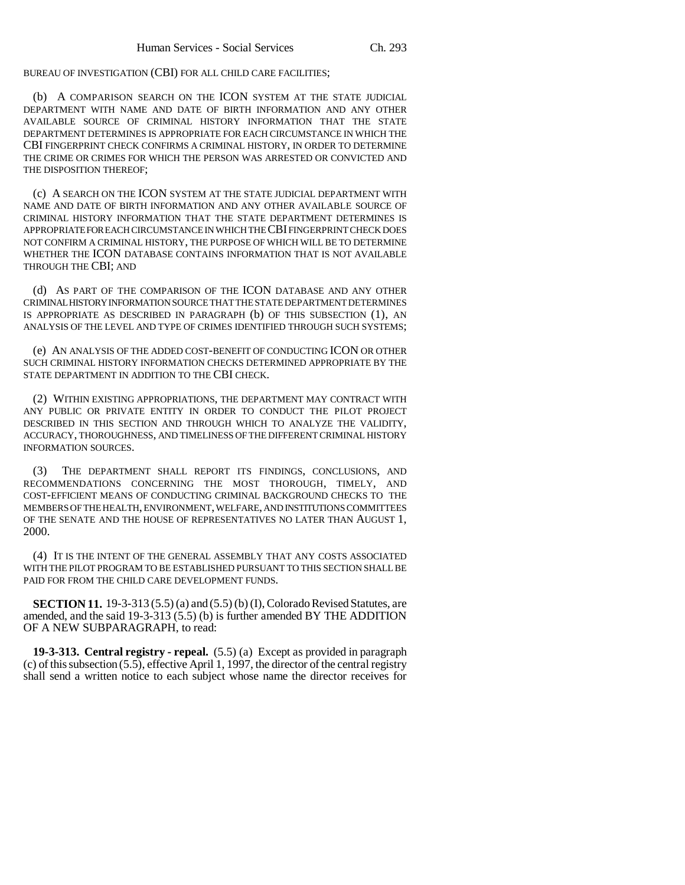BUREAU OF INVESTIGATION (CBI) FOR ALL CHILD CARE FACILITIES;

(b) A COMPARISON SEARCH ON THE ICON SYSTEM AT THE STATE JUDICIAL DEPARTMENT WITH NAME AND DATE OF BIRTH INFORMATION AND ANY OTHER AVAILABLE SOURCE OF CRIMINAL HISTORY INFORMATION THAT THE STATE DEPARTMENT DETERMINES IS APPROPRIATE FOR EACH CIRCUMSTANCE IN WHICH THE CBI FINGERPRINT CHECK CONFIRMS A CRIMINAL HISTORY, IN ORDER TO DETERMINE THE CRIME OR CRIMES FOR WHICH THE PERSON WAS ARRESTED OR CONVICTED AND THE DISPOSITION THEREOF;

(c) A SEARCH ON THE ICON SYSTEM AT THE STATE JUDICIAL DEPARTMENT WITH NAME AND DATE OF BIRTH INFORMATION AND ANY OTHER AVAILABLE SOURCE OF CRIMINAL HISTORY INFORMATION THAT THE STATE DEPARTMENT DETERMINES IS APPROPRIATE FOR EACH CIRCUMSTANCE IN WHICH THE CBI FINGERPRINT CHECK DOES NOT CONFIRM A CRIMINAL HISTORY, THE PURPOSE OF WHICH WILL BE TO DETERMINE WHETHER THE ICON DATABASE CONTAINS INFORMATION THAT IS NOT AVAILABLE THROUGH THE CBI; AND

(d) AS PART OF THE COMPARISON OF THE ICON DATABASE AND ANY OTHER CRIMINAL HISTORY INFORMATION SOURCE THAT THE STATE DEPARTMENT DETERMINES IS APPROPRIATE AS DESCRIBED IN PARAGRAPH (b) OF THIS SUBSECTION (1), AN ANALYSIS OF THE LEVEL AND TYPE OF CRIMES IDENTIFIED THROUGH SUCH SYSTEMS;

(e) AN ANALYSIS OF THE ADDED COST-BENEFIT OF CONDUCTING ICON OR OTHER SUCH CRIMINAL HISTORY INFORMATION CHECKS DETERMINED APPROPRIATE BY THE STATE DEPARTMENT IN ADDITION TO THE CBI CHECK.

(2) WITHIN EXISTING APPROPRIATIONS, THE DEPARTMENT MAY CONTRACT WITH ANY PUBLIC OR PRIVATE ENTITY IN ORDER TO CONDUCT THE PILOT PROJECT DESCRIBED IN THIS SECTION AND THROUGH WHICH TO ANALYZE THE VALIDITY, ACCURACY, THOROUGHNESS, AND TIMELINESS OF THE DIFFERENT CRIMINAL HISTORY INFORMATION SOURCES.

(3) THE DEPARTMENT SHALL REPORT ITS FINDINGS, CONCLUSIONS, AND RECOMMENDATIONS CONCERNING THE MOST THOROUGH, TIMELY, AND COST-EFFICIENT MEANS OF CONDUCTING CRIMINAL BACKGROUND CHECKS TO THE MEMBERS OF THE HEALTH, ENVIRONMENT, WELFARE, AND INSTITUTIONS COMMITTEES OF THE SENATE AND THE HOUSE OF REPRESENTATIVES NO LATER THAN AUGUST 1, 2000.

(4) IT IS THE INTENT OF THE GENERAL ASSEMBLY THAT ANY COSTS ASSOCIATED WITH THE PILOT PROGRAM TO BE ESTABLISHED PURSUANT TO THIS SECTION SHALL BE PAID FOR FROM THE CHILD CARE DEVELOPMENT FUNDS.

**SECTION 11.** 19-3-313 (5.5) (a) and (5.5) (b) (I), Colorado Revised Statutes, are amended, and the said 19-3-313 (5.5) (b) is further amended BY THE ADDITION OF A NEW SUBPARAGRAPH, to read:

**19-3-313. Central registry - repeal.** (5.5) (a) Except as provided in paragraph (c) of this subsection (5.5), effective April 1, 1997, the director of the central registry shall send a written notice to each subject whose name the director receives for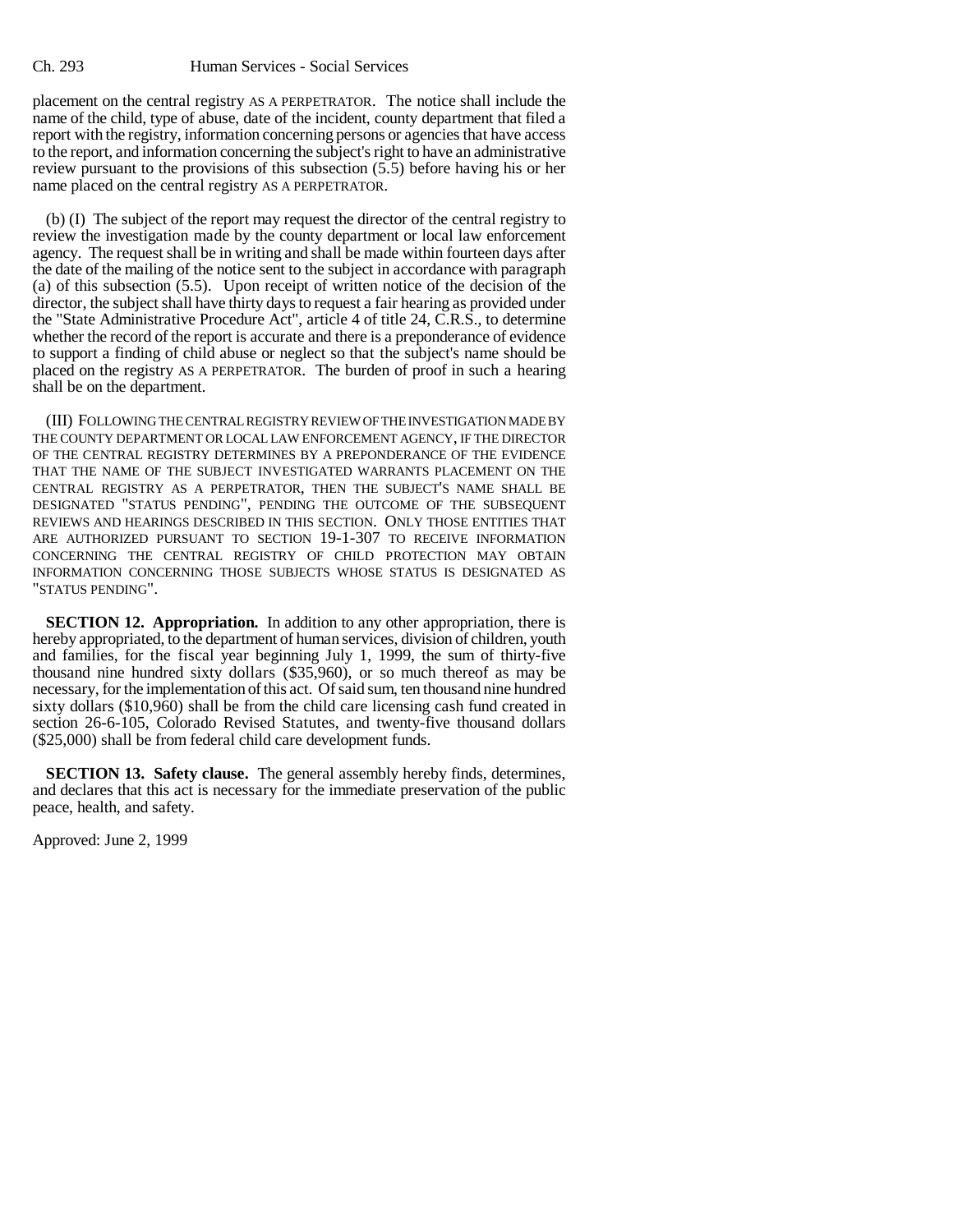placement on the central registry AS A PERPETRATOR. The notice shall include the name of the child, type of abuse, date of the incident, county department that filed a report with the registry, information concerning persons or agencies that have access to the report, and information concerning the subject's right to have an administrative review pursuant to the provisions of this subsection (5.5) before having his or her name placed on the central registry AS A PERPETRATOR.

(b) (I) The subject of the report may request the director of the central registry to review the investigation made by the county department or local law enforcement agency. The request shall be in writing and shall be made within fourteen days after the date of the mailing of the notice sent to the subject in accordance with paragraph (a) of this subsection (5.5). Upon receipt of written notice of the decision of the director, the subject shall have thirty days to request a fair hearing as provided under the "State Administrative Procedure Act", article 4 of title 24, C.R.S., to determine whether the record of the report is accurate and there is a preponderance of evidence to support a finding of child abuse or neglect so that the subject's name should be placed on the registry AS A PERPETRATOR. The burden of proof in such a hearing shall be on the department.

(III) FOLLOWING THE CENTRAL REGISTRY REVIEW OF THE INVESTIGATION MADE BY THE COUNTY DEPARTMENT OR LOCAL LAW ENFORCEMENT AGENCY, IF THE DIRECTOR OF THE CENTRAL REGISTRY DETERMINES BY A PREPONDERANCE OF THE EVIDENCE THAT THE NAME OF THE SUBJECT INVESTIGATED WARRANTS PLACEMENT ON THE CENTRAL REGISTRY AS A PERPETRATOR, THEN THE SUBJECT'S NAME SHALL BE DESIGNATED "STATUS PENDING", PENDING THE OUTCOME OF THE SUBSEQUENT REVIEWS AND HEARINGS DESCRIBED IN THIS SECTION. ONLY THOSE ENTITIES THAT ARE AUTHORIZED PURSUANT TO SECTION 19-1-307 TO RECEIVE INFORMATION CONCERNING THE CENTRAL REGISTRY OF CHILD PROTECTION MAY OBTAIN INFORMATION CONCERNING THOSE SUBJECTS WHOSE STATUS IS DESIGNATED AS "STATUS PENDING".

**SECTION 12. Appropriation.** In addition to any other appropriation, there is hereby appropriated, to the department of human services, division of children, youth and families, for the fiscal year beginning July 1, 1999, the sum of thirty-five thousand nine hundred sixty dollars ($35,960), or so much thereof as may be necessary, for the implementation of this act. Of said sum, ten thousand nine hundred sixty dollars ($10,960) shall be from the child care licensing cash fund created in section 26-6-105, Colorado Revised Statutes, and twenty-five thousand dollars ($25,000) shall be from federal child care development funds.

**SECTION 13. Safety clause.** The general assembly hereby finds, determines, and declares that this act is necessary for the immediate preservation of the public peace, health, and safety.

Approved: June 2, 1999